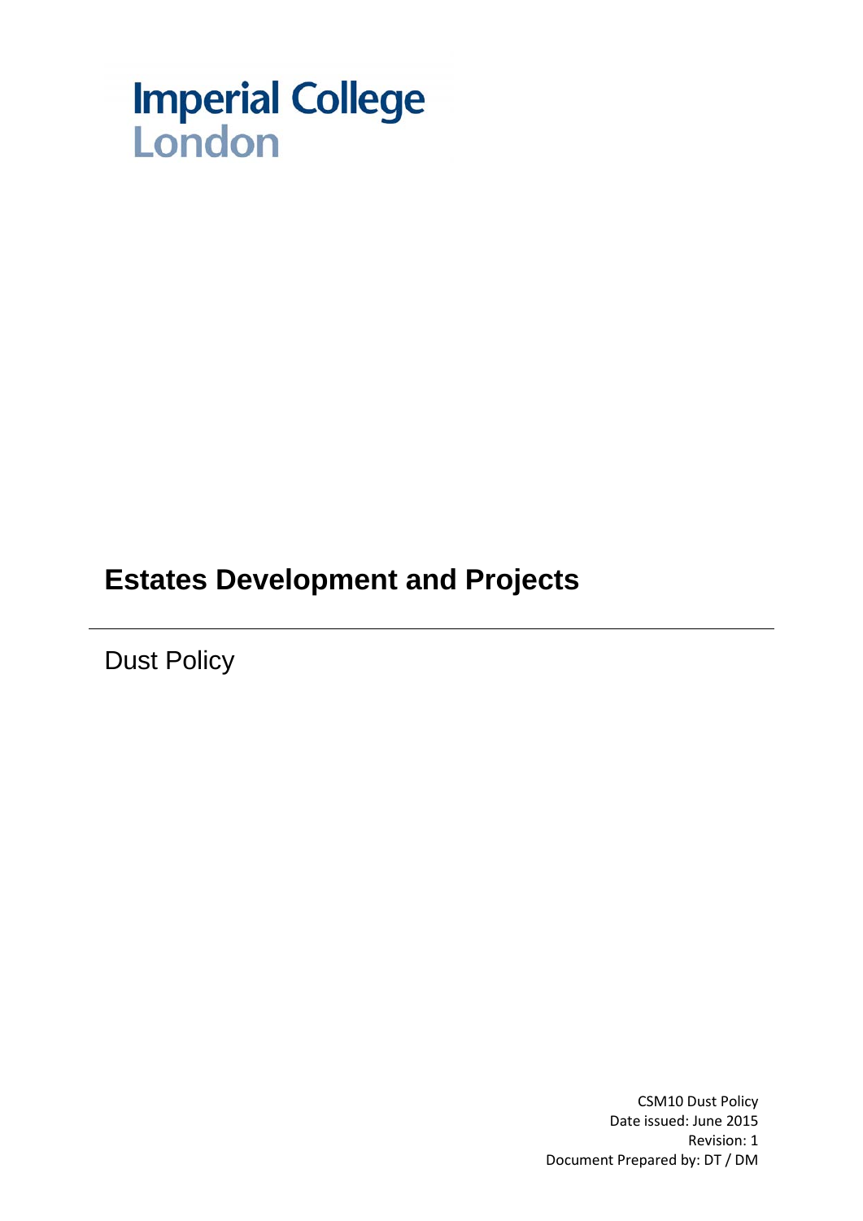Imperial College
London

# Estates Development and Projects

---

## Dust Policy

CSM10 Dust Policy
Date issued: June 2015
Revision: 1
Document Prepared by: DT / DM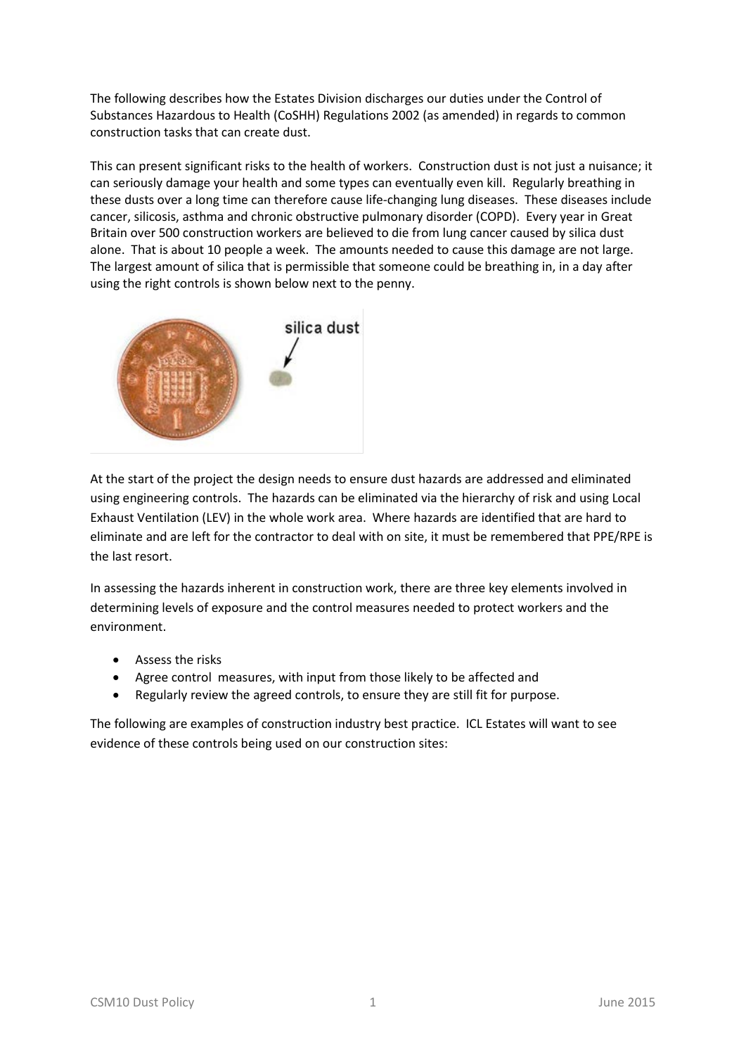The following describes how the Estates Division discharges our duties under the Control of Substances Hazardous to Health (CoSHH) Regulations 2002 (as amended) in regards to common construction tasks that can create dust.

This can present significant risks to the health of workers. Construction dust is not just a nuisance; it can seriously damage your health and some types can eventually even kill. Regularly breathing in these dusts over a long time can therefore cause life-changing lung diseases. These diseases include cancer, silicosis, asthma and chronic obstructive pulmonary disorder (COPD). Every year in Great Britain over 500 construction workers are believed to die from lung cancer caused by silica dust alone. That is about 10 people a week. The amounts needed to cause this damage are not large. The largest amount of silica that is permissible that someone could be breathing in, in a day after using the right controls is shown below next to the penny.

silica dust

At the start of the project the design needs to ensure dust hazards are addressed and eliminated using engineering controls. The hazards can be eliminated via the hierarchy of risk and using Local Exhaust Ventilation (LEV) in the whole work area. Where hazards are identified that are hard to eliminate and are left for the contractor to deal with on site, it must be remembered that PPE/RPE is the last resort.

In assessing the hazards inherent in construction work, there are three key elements involved in determining levels of exposure and the control measures needed to protect workers and the environment.

- Assess the risks
- Agree control measures, with input from those likely to be affected and
- Regularly review the agreed controls, to ensure they are still fit for purpose.

The following are examples of construction industry best practice. ICL Estates will want to see evidence of these controls being used on our construction sites: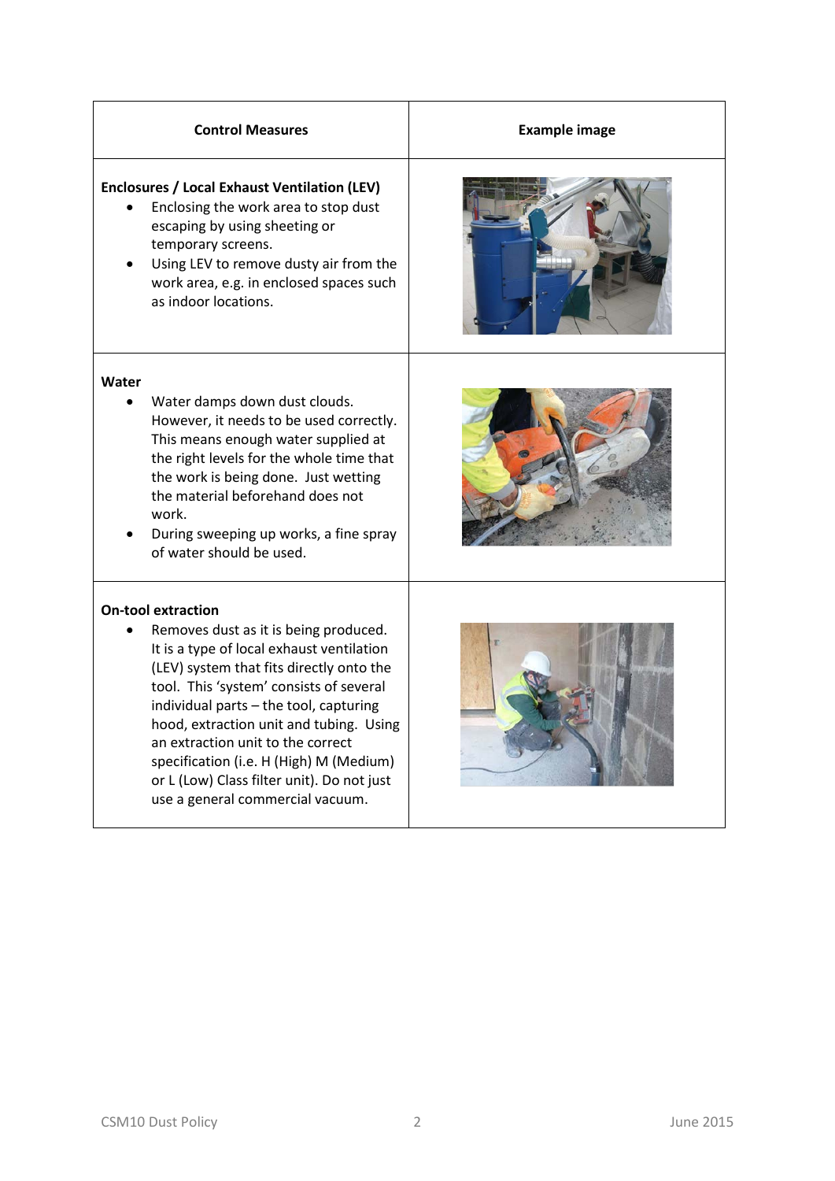| Control Measures | Example image |
| --- | --- |
| **Enclosures / Local Exhaust Ventilation (LEV)**<br>• Enclosing the work area to stop dust escaping by using sheeting or temporary screens.<br>• Using LEV to remove dusty air from the work area, e.g. in enclosed spaces such as indoor locations. | |
| **Water**<br>• Water damps down dust clouds. However, it needs to be used correctly. This means enough water supplied at the right levels for the whole time that the work is being done. Just wetting the material beforehand does not work.<br>• During sweeping up works, a fine spray of water should be used. | |
| **On-tool extraction**<br>• Removes dust as it is being produced. It is a type of local exhaust ventilation (LEV) system that fits directly onto the tool. This 'system' consists of several individual parts – the tool, capturing hood, extraction unit and tubing. Using an extraction unit to the correct specification (i.e. H (High) M (Medium) or L (Low) Class filter unit). Do not just use a general commercial vacuum. | |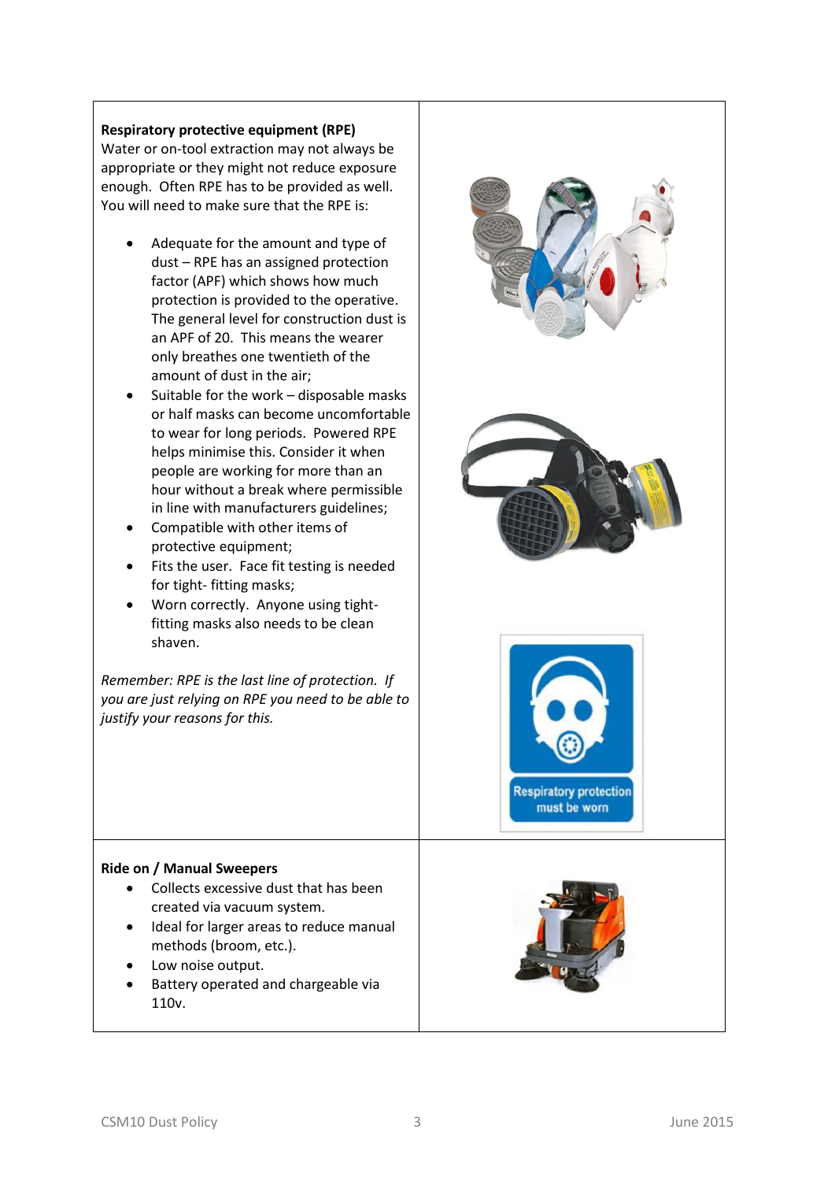**Respiratory protective equipment (RPE)**
Water or on-tool extraction may not always be appropriate or they might not reduce exposure enough. Often RPE has to be provided as well. You will need to make sure that the RPE is:

- Adequate for the amount and type of dust – RPE has an assigned protection factor (APF) which shows how much protection is provided to the operative. The general level for construction dust is an APF of 20. This means the wearer only breathes one twentieth of the amount of dust in the air;
- Suitable for the work – disposable masks or half masks can become uncomfortable to wear for long periods. Powered RPE helps minimise this. Consider it when people are working for more than an hour without a break where permissible in line with manufacturers guidelines;
- Compatible with other items of protective equipment;
- Fits the user. Face fit testing is needed for tight- fitting masks;
- Worn correctly. Anyone using tight-fitting masks also needs to be clean shaven.

*Remember: RPE is the last line of protection. If you are just relying on RPE you need to be able to justify your reasons for this.*

Respiratory protection must be worn

**Ride on / Manual Sweepers**

- Collects excessive dust that has been created via vacuum system.
- Ideal for larger areas to reduce manual methods (broom, etc.).
- Low noise output.
- Battery operated and chargeable via 110v.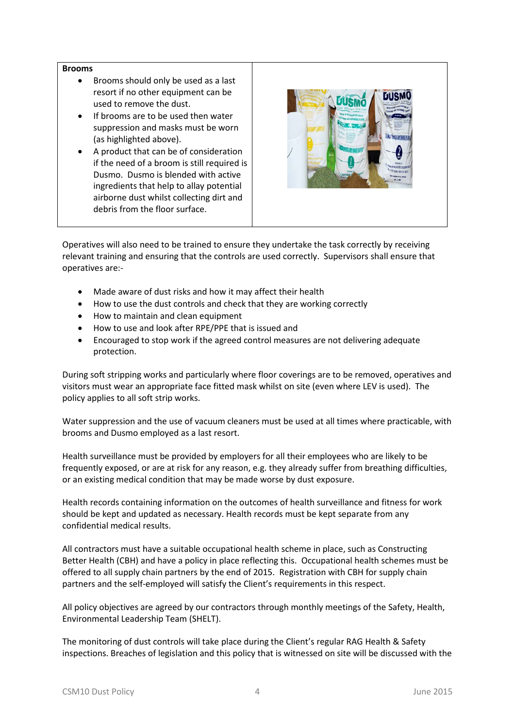| **Brooms** | |
|---|---|
| • Brooms should only be used as a last resort if no other equipment can be used to remove the dust.<br>• If brooms are to be used then water suppression and masks must be worn (as highlighted above).<br>• A product that can be of consideration if the need of a broom is still required is Dusmo. Dusmo is blended with active ingredients that help to allay potential airborne dust whilst collecting dirt and debris from the floor surface. | |

Operatives will also need to be trained to ensure they undertake the task correctly by receiving relevant training and ensuring that the controls are used correctly. Supervisors shall ensure that operatives are:-

- Made aware of dust risks and how it may affect their health
- How to use the dust controls and check that they are working correctly
- How to maintain and clean equipment
- How to use and look after RPE/PPE that is issued and
- Encouraged to stop work if the agreed control measures are not delivering adequate protection.

During soft stripping works and particularly where floor coverings are to be removed, operatives and visitors must wear an appropriate face fitted mask whilst on site (even where LEV is used). The policy applies to all soft strip works.

Water suppression and the use of vacuum cleaners must be used at all times where practicable, with brooms and Dusmo employed as a last resort.

Health surveillance must be provided by employers for all their employees who are likely to be frequently exposed, or are at risk for any reason, e.g. they already suffer from breathing difficulties, or an existing medical condition that may be made worse by dust exposure.

Health records containing information on the outcomes of health surveillance and fitness for work should be kept and updated as necessary. Health records must be kept separate from any confidential medical results.

All contractors must have a suitable occupational health scheme in place, such as Constructing Better Health (CBH) and have a policy in place reflecting this. Occupational health schemes must be offered to all supply chain partners by the end of 2015. Registration with CBH for supply chain partners and the self-employed will satisfy the Client's requirements in this respect.

All policy objectives are agreed by our contractors through monthly meetings of the Safety, Health, Environmental Leadership Team (SHELT).

The monitoring of dust controls will take place during the Client's regular RAG Health & Safety inspections. Breaches of legislation and this policy that is witnessed on site will be discussed with the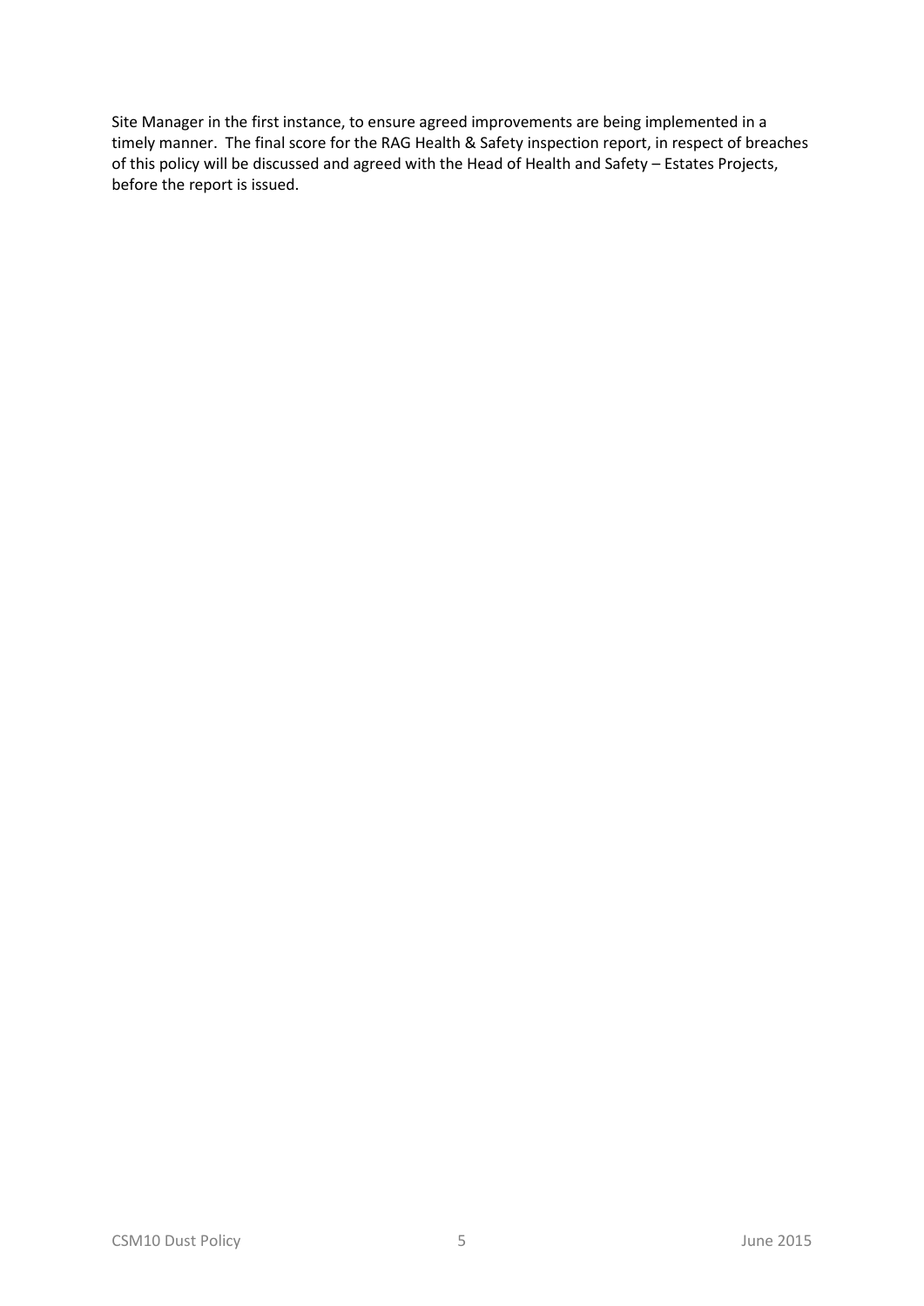Site Manager in the first instance, to ensure agreed improvements are being implemented in a timely manner. The final score for the RAG Health & Safety inspection report, in respect of breaches of this policy will be discussed and agreed with the Head of Health and Safety – Estates Projects, before the report is issued.